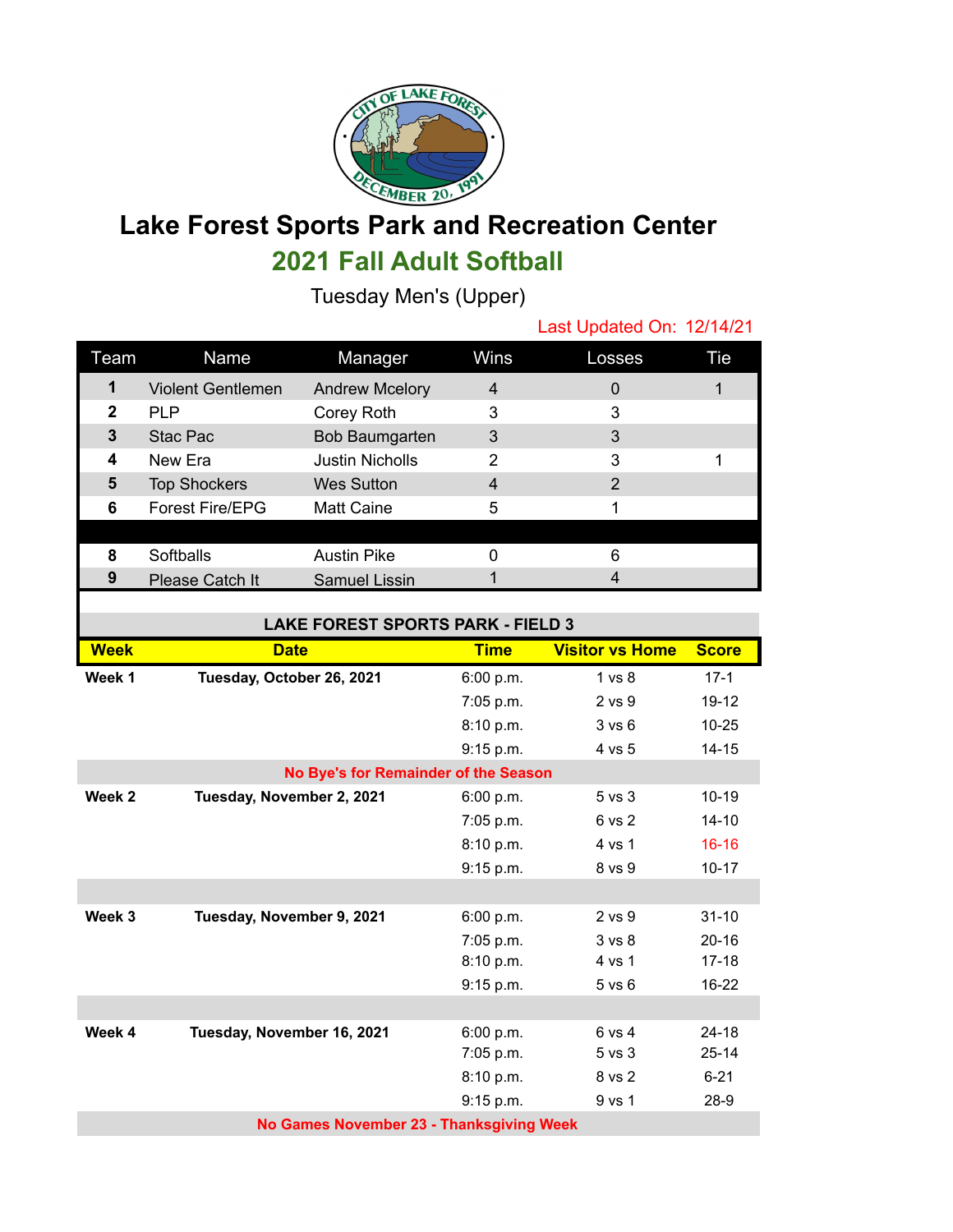# Lake Forest Sports Park and Recreation Center

## 2021 Fall Adult Softball

Tuesday Men's (Upper)

Last Updated On: 12/14/21

| Team | Name | Manager | Wins | Losses | Tie |
|---|---|---|---|---|---|
| 1 | Violent Gentlemen | Andrew Mcelory | 4 | 0 | 1 |
| 2 | PLP | Corey Roth | 3 | 3 | |
| 3 | Stac Pac | Bob Baumgarten | 3 | 3 | |
| 4 | New Era | Justin Nicholls | 2 | 3 | 1 |
| 5 | Top Shockers | Wes Sutton | 4 | 2 | |
| 6 | Forest Fire/EPG | Matt Caine | 5 | 1 | |
| | | | | | |
| 8 | Softballs | Austin Pike | 0 | 6 | |
| 9 | Please Catch It | Samuel Lissin | 1 | 4 | |

**LAKE FOREST SPORTS PARK - FIELD 3**

| Week | Date | Time | Visitor vs Home | Score |
|---|---|---|---|---|
| **Week 1** | **Tuesday, October 26, 2021** | 6:00 p.m. | 1 vs 8 | 17-1 |
| | | 7:05 p.m. | 2 vs 9 | 19-12 |
| | | 8:10 p.m. | 3 vs 6 | 10-25 |
| | | 9:15 p.m. | 4 vs 5 | 14-15 |
| | **No Bye's for Remainder of the Season** | | | |
| **Week 2** | **Tuesday, November 2, 2021** | 6:00 p.m. | 5 vs 3 | 10-19 |
| | | 7:05 p.m. | 6 vs 2 | 14-10 |
| | | 8:10 p.m. | 4 vs 1 | 16-16 |
| | | 9:15 p.m. | 8 vs 9 | 10-17 |
| **Week 3** | **Tuesday, November 9, 2021** | 6:00 p.m. | 2 vs 9 | 31-10 |
| | | 7:05 p.m. | 3 vs 8 | 20-16 |
| | | 8:10 p.m. | 4 vs 1 | 17-18 |
| | | 9:15 p.m. | 5 vs 6 | 16-22 |
| **Week 4** | **Tuesday, November 16, 2021** | 6:00 p.m. | 6 vs 4 | 24-18 |
| | | 7:05 p.m. | 5 vs 3 | 25-14 |
| | | 8:10 p.m. | 8 vs 2 | 6-21 |
| | | 9:15 p.m. | 9 vs 1 | 28-9 |
| | **No Games November 23 - Thanksgiving Week** | | | |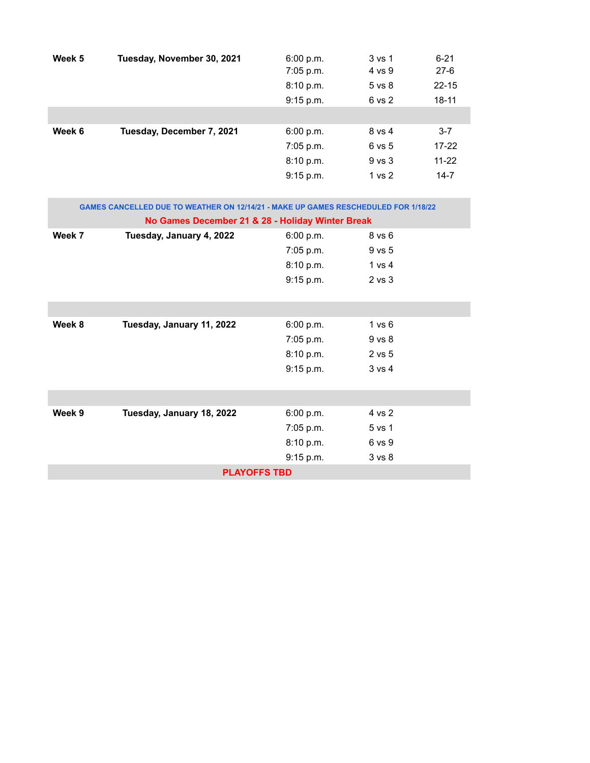| | | | | |
|---|---|---|---|---|
| **Week 5** | **Tuesday, November 30, 2021** | 6:00 p.m. | 3 vs 1 | 6-21 |
| | | 7:05 p.m. | 4 vs 9 | 27-6 |
| | | 8:10 p.m. | 5 vs 8 | 22-15 |
| | | 9:15 p.m. | 6 vs 2 | 18-11 |
| **Week 6** | **Tuesday, December 7, 2021** | 6:00 p.m. | 8 vs 4 | 3-7 |
| | | 7:05 p.m. | 6 vs 5 | 17-22 |
| | | 8:10 p.m. | 9 vs 3 | 11-22 |
| | | 9:15 p.m. | 1 vs 2 | 14-7 |

**GAMES CANCELLED DUE TO WEATHER ON 12/14/21 - MAKE UP GAMES RESCHEDULED FOR 1/18/22**

**No Games December 21 & 28 - Holiday Winter Break**

| | | | | |
|---|---|---|---|---|
| **Week 7** | **Tuesday, January 4, 2022** | 6:00 p.m. | 8 vs 6 | |
| | | 7:05 p.m. | 9 vs 5 | |
| | | 8:10 p.m. | 1 vs 4 | |
| | | 9:15 p.m. | 2 vs 3 | |
| **Week 8** | **Tuesday, January 11, 2022** | 6:00 p.m. | 1 vs 6 | |
| | | 7:05 p.m. | 9 vs 8 | |
| | | 8:10 p.m. | 2 vs 5 | |
| | | 9:15 p.m. | 3 vs 4 | |
| **Week 9** | **Tuesday, January 18, 2022** | 6:00 p.m. | 4 vs 2 | |
| | | 7:05 p.m. | 5 vs 1 | |
| | | 8:10 p.m. | 6 vs 9 | |
| | | 9:15 p.m. | 3 vs 8 | |

**PLAYOFFS TBD**